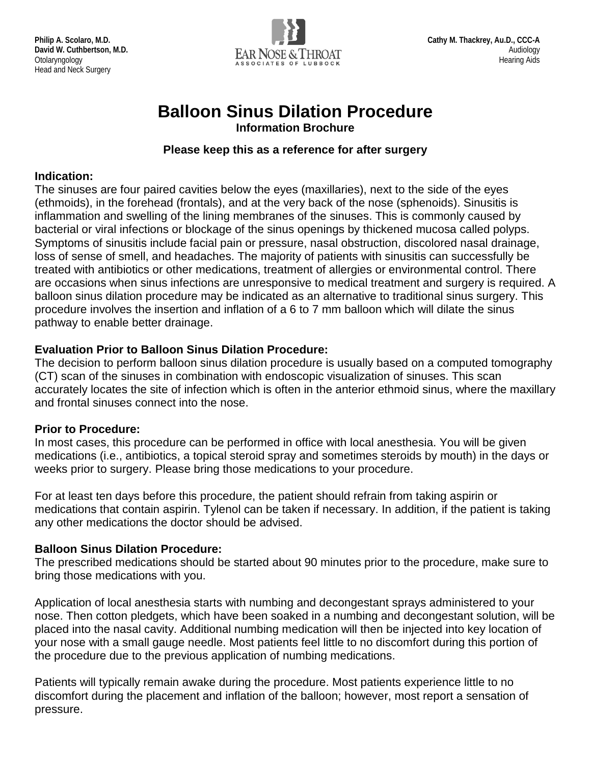**Philip A. Scolaro, M.D.**
**David W. Cuthbertson, M.D.**
Otolaryngology
Head and Neck Surgery

EAR NOSE & THROAT
ASSOCIATES OF LUBBOCK

**Cathy M. Thackrey, Au.D., CCC-A**
Audiology
Hearing Aids

# Balloon Sinus Dilation Procedure

**Information Brochure**

**Please keep this as a reference for after surgery**

## Indication:

The sinuses are four paired cavities below the eyes (maxillaries), next to the side of the eyes (ethmoids), in the forehead (frontals), and at the very back of the nose (sphenoids). Sinusitis is inflammation and swelling of the lining membranes of the sinuses. This is commonly caused by bacterial or viral infections or blockage of the sinus openings by thickened mucosa called polyps. Symptoms of sinusitis include facial pain or pressure, nasal obstruction, discolored nasal drainage, loss of sense of smell, and headaches. The majority of patients with sinusitis can successfully be treated with antibiotics or other medications, treatment of allergies or environmental control. There are occasions when sinus infections are unresponsive to medical treatment and surgery is required. A balloon sinus dilation procedure may be indicated as an alternative to traditional sinus surgery. This procedure involves the insertion and inflation of a 6 to 7 mm balloon which will dilate the sinus pathway to enable better drainage.

## Evaluation Prior to Balloon Sinus Dilation Procedure:

The decision to perform balloon sinus dilation procedure is usually based on a computed tomography (CT) scan of the sinuses in combination with endoscopic visualization of sinuses. This scan accurately locates the site of infection which is often in the anterior ethmoid sinus, where the maxillary and frontal sinuses connect into the nose.

## Prior to Procedure:

In most cases, this procedure can be performed in office with local anesthesia. You will be given medications (i.e., antibiotics, a topical steroid spray and sometimes steroids by mouth) in the days or weeks prior to surgery. Please bring those medications to your procedure.

For at least ten days before this procedure, the patient should refrain from taking aspirin or medications that contain aspirin. Tylenol can be taken if necessary. In addition, if the patient is taking any other medications the doctor should be advised.

## Balloon Sinus Dilation Procedure:

The prescribed medications should be started about 90 minutes prior to the procedure, make sure to bring those medications with you.

Application of local anesthesia starts with numbing and decongestant sprays administered to your nose. Then cotton pledgets, which have been soaked in a numbing and decongestant solution, will be placed into the nasal cavity. Additional numbing medication will then be injected into key location of your nose with a small gauge needle. Most patients feel little to no discomfort during this portion of the procedure due to the previous application of numbing medications.

Patients will typically remain awake during the procedure. Most patients experience little to no discomfort during the placement and inflation of the balloon; however, most report a sensation of pressure.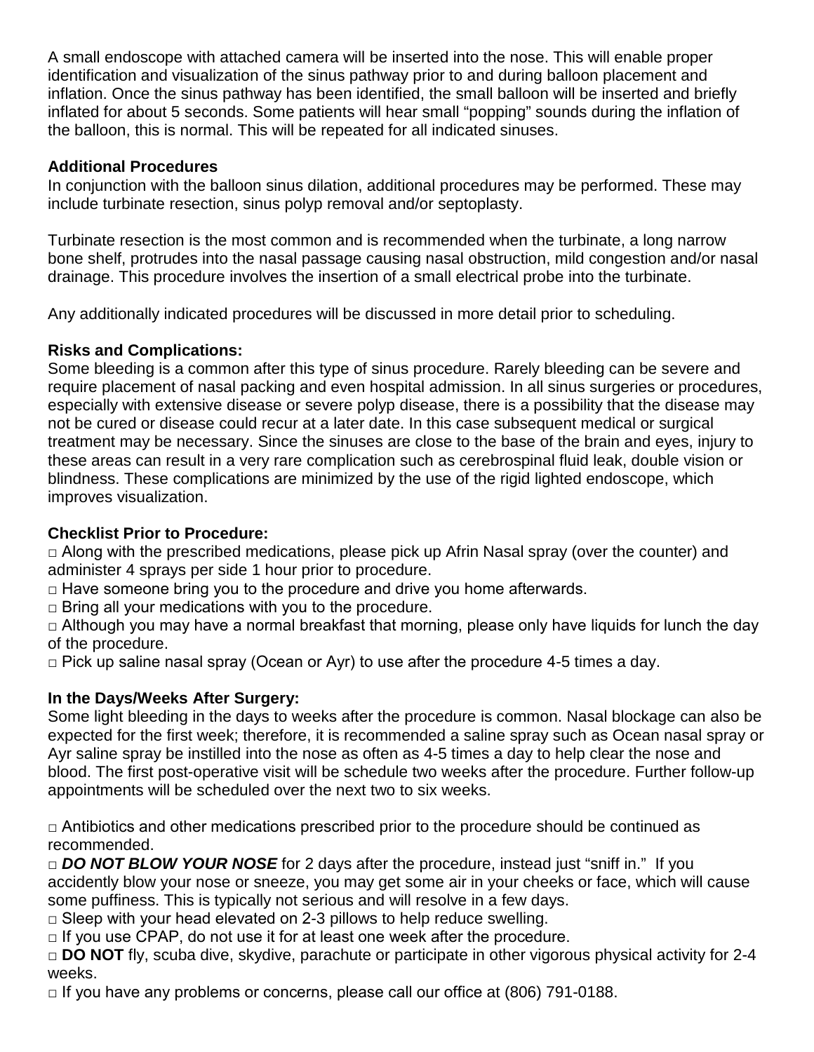A small endoscope with attached camera will be inserted into the nose. This will enable proper identification and visualization of the sinus pathway prior to and during balloon placement and inflation. Once the sinus pathway has been identified, the small balloon will be inserted and briefly inflated for about 5 seconds. Some patients will hear small "popping" sounds during the inflation of the balloon, this is normal. This will be repeated for all indicated sinuses.

**Additional Procedures**
In conjunction with the balloon sinus dilation, additional procedures may be performed. These may include turbinate resection, sinus polyp removal and/or septoplasty.

Turbinate resection is the most common and is recommended when the turbinate, a long narrow bone shelf, protrudes into the nasal passage causing nasal obstruction, mild congestion and/or nasal drainage. This procedure involves the insertion of a small electrical probe into the turbinate.

Any additionally indicated procedures will be discussed in more detail prior to scheduling.

**Risks and Complications:**
Some bleeding is a common after this type of sinus procedure. Rarely bleeding can be severe and require placement of nasal packing and even hospital admission. In all sinus surgeries or procedures, especially with extensive disease or severe polyp disease, there is a possibility that the disease may not be cured or disease could recur at a later date. In this case subsequent medical or surgical treatment may be necessary. Since the sinuses are close to the base of the brain and eyes, injury to these areas can result in a very rare complication such as cerebrospinal fluid leak, double vision or blindness. These complications are minimized by the use of the rigid lighted endoscope, which improves visualization.

**Checklist Prior to Procedure:**
□ Along with the prescribed medications, please pick up Afrin Nasal spray (over the counter) and administer 4 sprays per side 1 hour prior to procedure.
□ Have someone bring you to the procedure and drive you home afterwards.
□ Bring all your medications with you to the procedure.
□ Although you may have a normal breakfast that morning, please only have liquids for lunch the day of the procedure.
□ Pick up saline nasal spray (Ocean or Ayr) to use after the procedure 4-5 times a day.

**In the Days/Weeks After Surgery:**
Some light bleeding in the days to weeks after the procedure is common. Nasal blockage can also be expected for the first week; therefore, it is recommended a saline spray such as Ocean nasal spray or Ayr saline spray be instilled into the nose as often as 4-5 times a day to help clear the nose and blood. The first post-operative visit will be schedule two weeks after the procedure. Further follow-up appointments will be scheduled over the next two to six weeks.

□ Antibiotics and other medications prescribed prior to the procedure should be continued as recommended.
□ ***DO NOT BLOW YOUR NOSE*** for 2 days after the procedure, instead just "sniff in." If you accidently blow your nose or sneeze, you may get some air in your cheeks or face, which will cause some puffiness. This is typically not serious and will resolve in a few days.
□ Sleep with your head elevated on 2-3 pillows to help reduce swelling.
□ If you use CPAP, do not use it for at least one week after the procedure.
□ **DO NOT** fly, scuba dive, skydive, parachute or participate in other vigorous physical activity for 2-4 weeks.
□ If you have any problems or concerns, please call our office at (806) 791-0188.